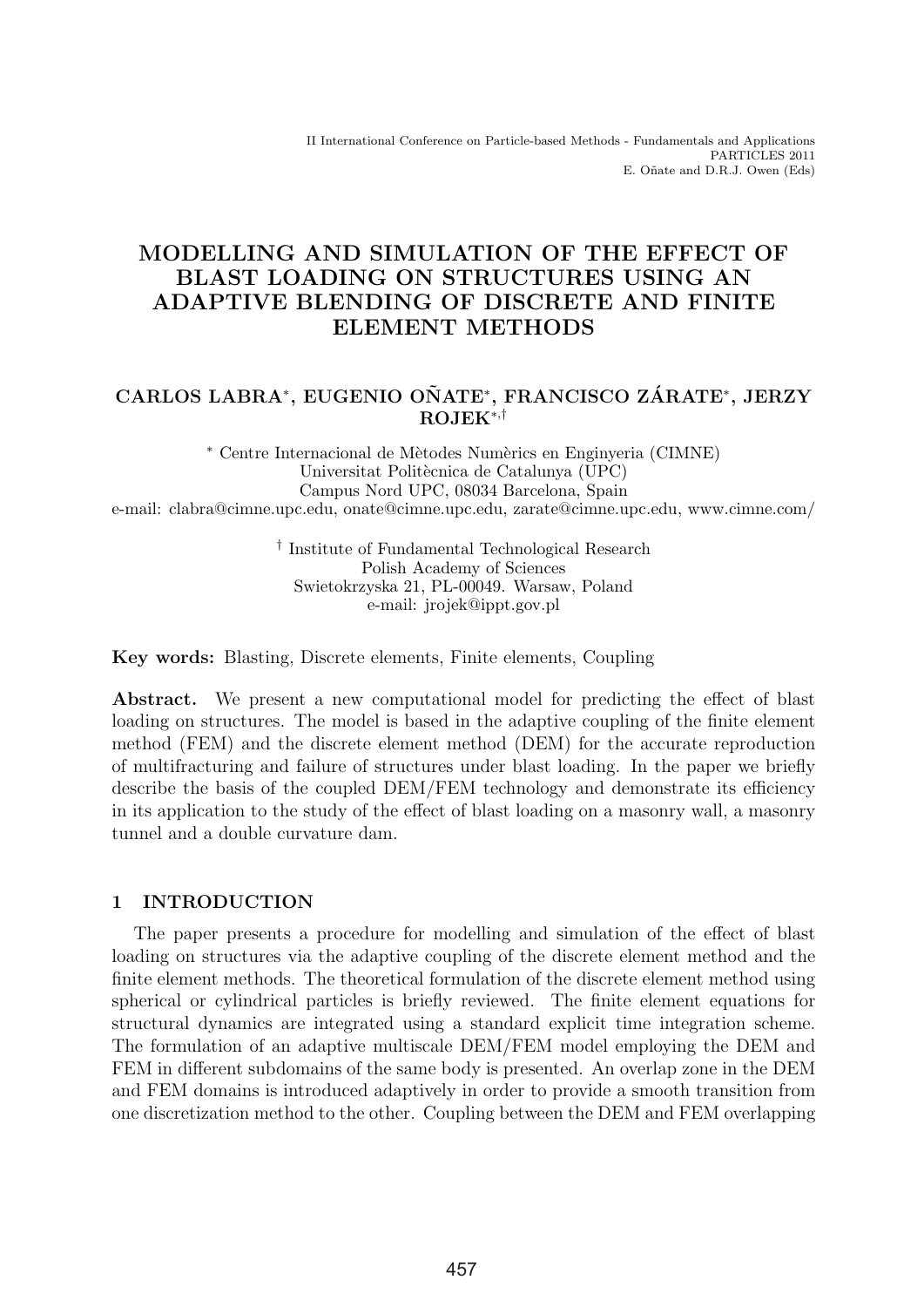# MODELLING AND SIMULATION OF THE EFFECT OF BLAST LOADING ON STRUCTURES USING AN ADAPTIVE BLENDING OF DISCRETE AND FINITE ELEMENT METHODS

**CARLOS LABRA***, **EUGENIO OÑATE***, **FRANCISCO ZÁRATE***, **JERZY ROJEK***,†

\* Centre Internacional de Mètodes Numèrics en Enginyeria (CIMNE)
Universitat Politècnica de Catalunya (UPC)
Campus Nord UPC, 08034 Barcelona, Spain
e-mail: clabra@cimne.upc.edu, onate@cimne.upc.edu, zarate@cimne.upc.edu, www.cimne.com/

† Institute of Fundamental Technological Research
Polish Academy of Sciences
Swietokrzyska 21, PL-00049. Warsaw, Poland
e-mail: jrojek@ippt.gov.pl

**Key words:** Blasting, Discrete elements, Finite elements, Coupling

**Abstract.** We present a new computational model for predicting the effect of blast loading on structures. The model is based in the adaptive coupling of the finite element method (FEM) and the discrete element method (DEM) for the accurate reproduction of multifracturing and failure of structures under blast loading. In the paper we briefly describe the basis of the coupled DEM/FEM technology and demonstrate its efficiency in its application to the study of the effect of blast loading on a masonry wall, a masonry tunnel and a double curvature dam.

## 1 INTRODUCTION

The paper presents a procedure for modelling and simulation of the effect of blast loading on structures via the adaptive coupling of the discrete element method and the finite element methods. The theoretical formulation of the discrete element method using spherical or cylindrical particles is briefly reviewed. The finite element equations for structural dynamics are integrated using a standard explicit time integration scheme. The formulation of an adaptive multiscale DEM/FEM model employing the DEM and FEM in different subdomains of the same body is presented. An overlap zone in the DEM and FEM domains is introduced adaptively in order to provide a smooth transition from one discretization method to the other. Coupling between the DEM and FEM overlapping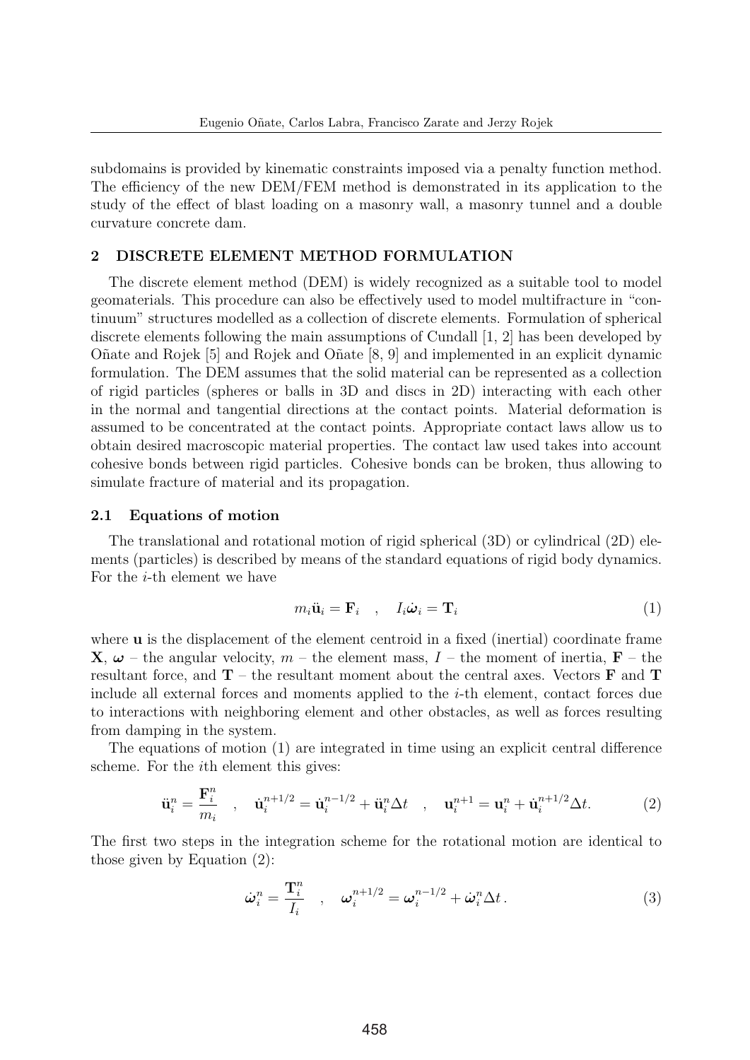subdomains is provided by kinematic constraints imposed via a penalty function method. The efficiency of the new DEM/FEM method is demonstrated in its application to the study of the effect of blast loading on a masonry wall, a masonry tunnel and a double curvature concrete dam.

## 2 DISCRETE ELEMENT METHOD FORMULATION

The discrete element method (DEM) is widely recognized as a suitable tool to model geomaterials. This procedure can also be effectively used to model multifracture in "continuum" structures modelled as a collection of discrete elements. Formulation of spherical discrete elements following the main assumptions of Cundall [1, 2] has been developed by Oñate and Rojek [5] and Rojek and Oñate [8, 9] and implemented in an explicit dynamic formulation. The DEM assumes that the solid material can be represented as a collection of rigid particles (spheres or balls in 3D and discs in 2D) interacting with each other in the normal and tangential directions at the contact points. Material deformation is assumed to be concentrated at the contact points. Appropriate contact laws allow us to obtain desired macroscopic material properties. The contact law used takes into account cohesive bonds between rigid particles. Cohesive bonds can be broken, thus allowing to simulate fracture of material and its propagation.

### 2.1 Equations of motion

The translational and rotational motion of rigid spherical (3D) or cylindrical (2D) elements (particles) is described by means of the standard equations of rigid body dynamics. For the $i$-th element we have

$$m_i \ddot{\mathbf{u}}_i = \mathbf{F}_i \quad , \quad I_i \dot{\boldsymbol{\omega}}_i = \mathbf{T}_i \tag{1}$$

where $\mathbf{u}$ is the displacement of the element centroid in a fixed (inertial) coordinate frame $\mathbf{X}$, $\boldsymbol{\omega}$ – the angular velocity, $m$ – the element mass, $I$ – the moment of inertia, $\mathbf{F}$ – the resultant force, and $\mathbf{T}$ – the resultant moment about the central axes. Vectors $\mathbf{F}$ and $\mathbf{T}$ include all external forces and moments applied to the $i$-th element, contact forces due to interactions with neighboring element and other obstacles, as well as forces resulting from damping in the system.

The equations of motion (1) are integrated in time using an explicit central difference scheme. For the $i$th element this gives:

$$\ddot{\mathbf{u}}_i^n = \frac{\mathbf{F}_i^n}{m_i} \quad , \quad \dot{\mathbf{u}}_i^{n+1/2} = \dot{\mathbf{u}}_i^{n-1/2} + \ddot{\mathbf{u}}_i^n \Delta t \quad , \quad \mathbf{u}_i^{n+1} = \mathbf{u}_i^n + \dot{\mathbf{u}}_i^{n+1/2} \Delta t. \tag{2}$$

The first two steps in the integration scheme for the rotational motion are identical to those given by Equation (2):

$$\dot{\boldsymbol{\omega}}_i^n = \frac{\mathbf{T}_i^n}{I_i} \quad , \quad \boldsymbol{\omega}_i^{n+1/2} = \boldsymbol{\omega}_i^{n-1/2} + \dot{\boldsymbol{\omega}}_i^n \Delta t \,. \tag{3}$$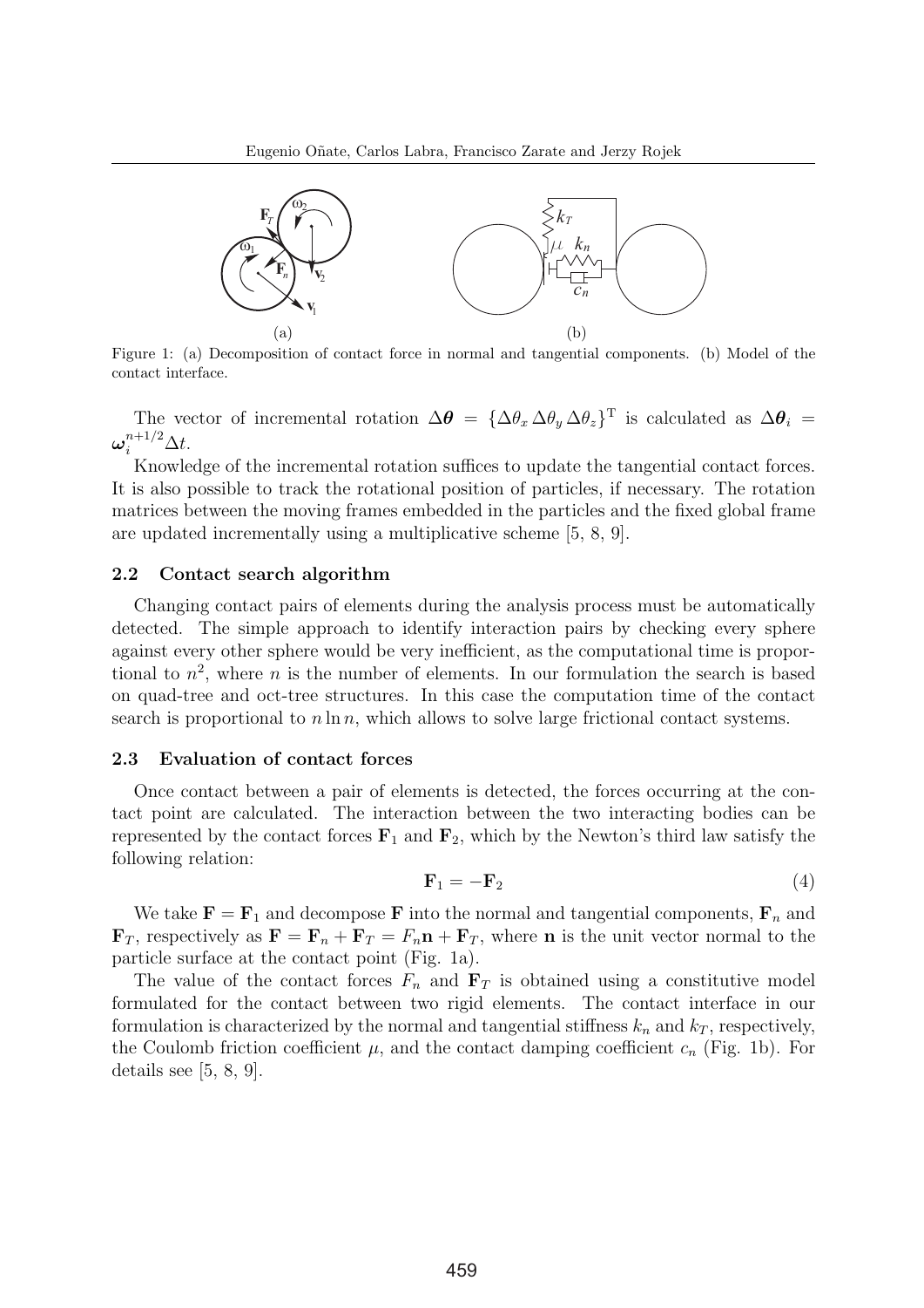Figure 1: (a) Decomposition of contact force in normal and tangential components. (b) Model of the contact interface.

The vector of incremental rotation $\Delta\boldsymbol{\theta} = \{\Delta\theta_x \, \Delta\theta_y \, \Delta\theta_z\}^{\mathrm{T}}$ is calculated as $\Delta\boldsymbol{\theta}_i = \boldsymbol{\omega}_i^{n+1/2}\Delta t$.

Knowledge of the incremental rotation suffices to update the tangential contact forces. It is also possible to track the rotational position of particles, if necessary. The rotation matrices between the moving frames embedded in the particles and the fixed global frame are updated incrementally using a multiplicative scheme [5, 8, 9].

### 2.2 Contact search algorithm

Changing contact pairs of elements during the analysis process must be automatically detected. The simple approach to identify interaction pairs by checking every sphere against every other sphere would be very inefficient, as the computational time is proportional to $n^2$, where $n$ is the number of elements. In our formulation the search is based on quad-tree and oct-tree structures. In this case the computation time of the contact search is proportional to $n \ln n$, which allows to solve large frictional contact systems.

### 2.3 Evaluation of contact forces

Once contact between a pair of elements is detected, the forces occurring at the contact point are calculated. The interaction between the two interacting bodies can be represented by the contact forces $\mathbf{F}_1$ and $\mathbf{F}_2$, which by the Newton's third law satisfy the following relation:

$$\mathbf{F}_1 = -\mathbf{F}_2 \tag{4}$$

We take $\mathbf{F} = \mathbf{F}_1$ and decompose $\mathbf{F}$ into the normal and tangential components, $\mathbf{F}_n$ and $\mathbf{F}_T$, respectively as $\mathbf{F} = \mathbf{F}_n + \mathbf{F}_T = F_n\mathbf{n} + \mathbf{F}_T$, where $\mathbf{n}$ is the unit vector normal to the particle surface at the contact point (Fig. 1a).

The value of the contact forces $F_n$ and $\mathbf{F}_T$ is obtained using a constitutive model formulated for the contact between two rigid elements. The contact interface in our formulation is characterized by the normal and tangential stiffness $k_n$ and $k_T$, respectively, the Coulomb friction coefficient $\mu$, and the contact damping coefficient $c_n$ (Fig. 1b). For details see [5, 8, 9].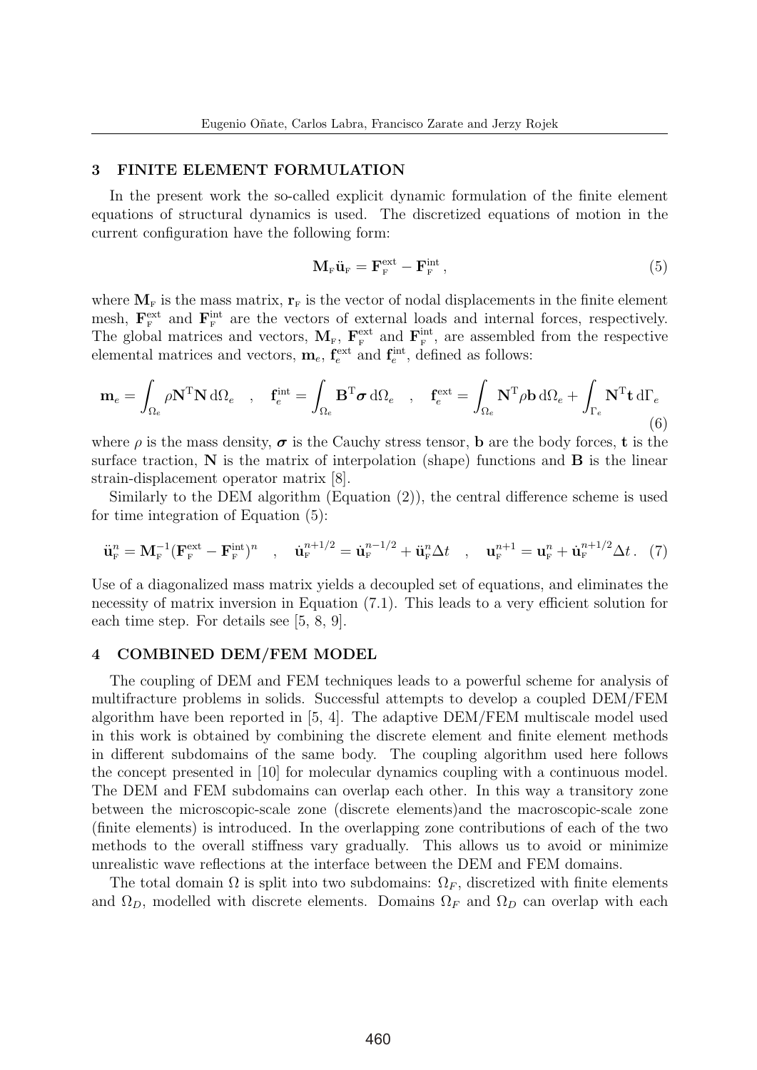## 3 FINITE ELEMENT FORMULATION

In the present work the so-called explicit dynamic formulation of the finite element equations of structural dynamics is used. The discretized equations of motion in the current configuration have the following form:

$$\mathbf{M}_{\mathrm{F}}\ddot{\mathbf{u}}_{\mathrm{F}} = \mathbf{F}_{\mathrm{F}}^{\mathrm{ext}} - \mathbf{F}_{\mathrm{F}}^{\mathrm{int}}\,, \tag{5}$$

where $\mathbf{M}_{\mathrm{F}}$ is the mass matrix, $\mathbf{r}_{\mathrm{F}}$ is the vector of nodal displacements in the finite element mesh, $\mathbf{F}_{\mathrm{F}}^{\mathrm{ext}}$ and $\mathbf{F}_{\mathrm{F}}^{\mathrm{int}}$ are the vectors of external loads and internal forces, respectively. The global matrices and vectors, $\mathbf{M}_{\mathrm{F}}$, $\mathbf{F}_{\mathrm{F}}^{\mathrm{ext}}$ and $\mathbf{F}_{\mathrm{F}}^{\mathrm{int}}$, are assembled from the respective elemental matrices and vectors, $\mathbf{m}_e$, $\mathbf{f}_e^{\mathrm{ext}}$ and $\mathbf{f}_e^{\mathrm{int}}$, defined as follows:

$$\mathbf{m}_e = \int_{\Omega_e} \rho \mathbf{N}^{\mathrm{T}}\mathbf{N}\,\mathrm{d}\Omega_e \quad , \quad \mathbf{f}_e^{\mathrm{int}} = \int_{\Omega_e} \mathbf{B}^{\mathrm{T}}\boldsymbol{\sigma}\,\mathrm{d}\Omega_e \quad , \quad \mathbf{f}_e^{\mathrm{ext}} = \int_{\Omega_e} \mathbf{N}^{\mathrm{T}}\rho\mathbf{b}\,\mathrm{d}\Omega_e + \int_{\Gamma_e} \mathbf{N}^{\mathrm{T}}\mathbf{t}\,\mathrm{d}\Gamma_e \tag{6}$$

where $\rho$ is the mass density, $\boldsymbol{\sigma}$ is the Cauchy stress tensor, $\mathbf{b}$ are the body forces, $\mathbf{t}$ is the surface traction, $\mathbf{N}$ is the matrix of interpolation (shape) functions and $\mathbf{B}$ is the linear strain-displacement operator matrix [8].

Similarly to the DEM algorithm (Equation (2)), the central difference scheme is used for time integration of Equation (5):

$$\ddot{\mathbf{u}}_{\mathrm{F}}^{n} = \mathbf{M}_{\mathrm{F}}^{-1}(\mathbf{F}_{\mathrm{F}}^{\mathrm{ext}} - \mathbf{F}_{\mathrm{F}}^{\mathrm{int}})^{n} \quad , \quad \dot{\mathbf{u}}_{\mathrm{F}}^{n+1/2} = \dot{\mathbf{u}}_{\mathrm{F}}^{n-1/2} + \ddot{\mathbf{u}}_{\mathrm{F}}^{n}\Delta t \quad , \quad \mathbf{u}_{\mathrm{F}}^{n+1} = \mathbf{u}_{\mathrm{F}}^{n} + \dot{\mathbf{u}}_{\mathrm{F}}^{n+1/2}\Delta t\,. \tag{7}$$

Use of a diagonalized mass matrix yields a decoupled set of equations, and eliminates the necessity of matrix inversion in Equation (7.1). This leads to a very efficient solution for each time step. For details see [5, 8, 9].

## 4 COMBINED DEM/FEM MODEL

The coupling of DEM and FEM techniques leads to a powerful scheme for analysis of multifracture problems in solids. Successful attempts to develop a coupled DEM/FEM algorithm have been reported in [5, 4]. The adaptive DEM/FEM multiscale model used in this work is obtained by combining the discrete element and finite element methods in different subdomains of the same body. The coupling algorithm used here follows the concept presented in [10] for molecular dynamics coupling with a continuous model. The DEM and FEM subdomains can overlap each other. In this way a transitory zone between the microscopic-scale zone (discrete elements)and the macroscopic-scale zone (finite elements) is introduced. In the overlapping zone contributions of each of the two methods to the overall stiffness vary gradually. This allows us to avoid or minimize unrealistic wave reflections at the interface between the DEM and FEM domains.

The total domain $\Omega$ is split into two subdomains: $\Omega_F$, discretized with finite elements and $\Omega_D$, modelled with discrete elements. Domains $\Omega_F$ and $\Omega_D$ can overlap with each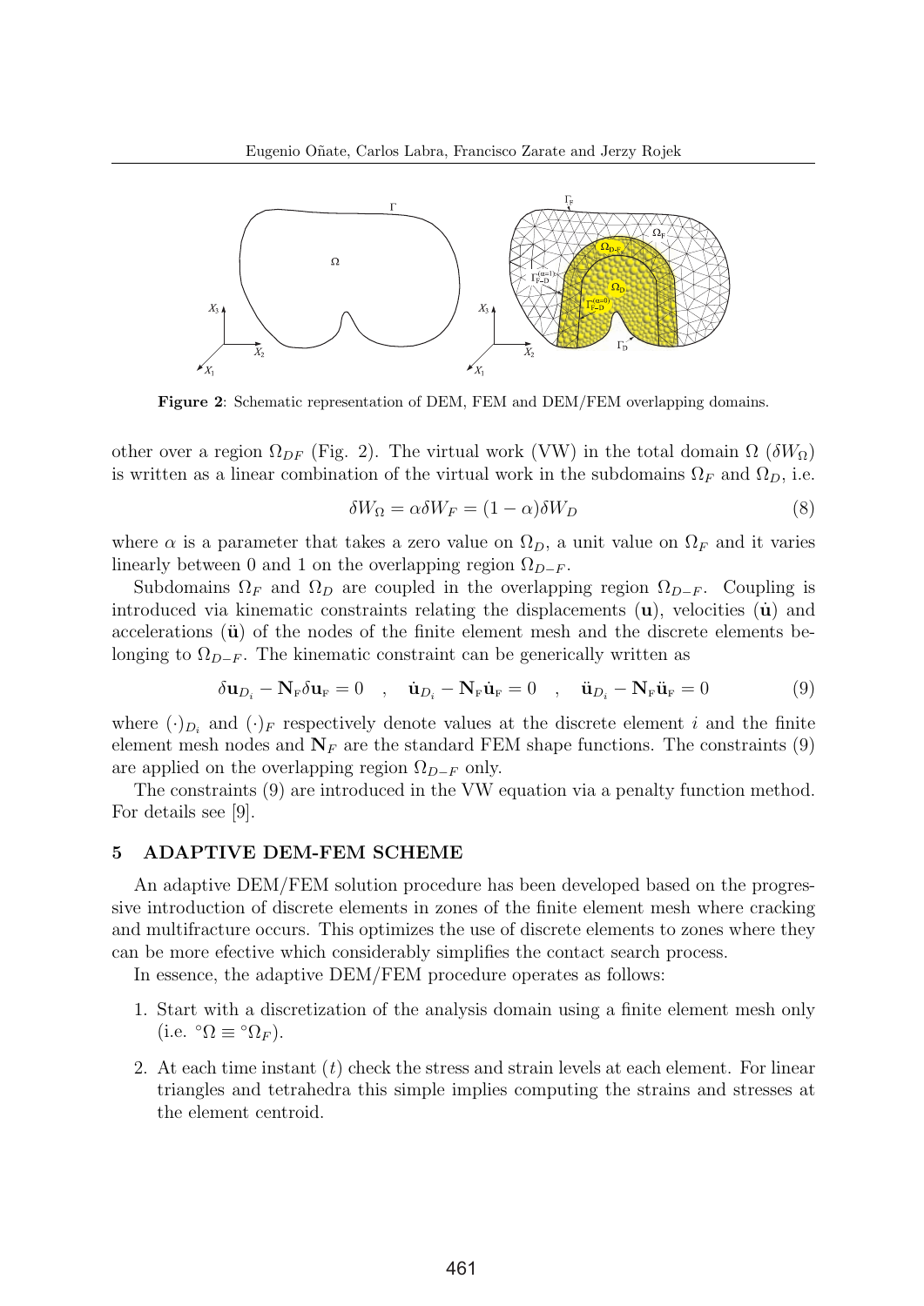Figure 2: Schematic representation of DEM, FEM and DEM/FEM overlapping domains.

other over a region $\Omega_{DF}$ (Fig. 2). The virtual work (VW) in the total domain $\Omega$ ($\delta W_\Omega$) is written as a linear combination of the virtual work in the subdomains $\Omega_F$ and $\Omega_D$, i.e.

$$\delta W_\Omega = \alpha \delta W_F = (1-\alpha)\delta W_D \tag{8}$$

where $\alpha$ is a parameter that takes a zero value on $\Omega_D$, a unit value on $\Omega_F$ and it varies linearly between 0 and 1 on the overlapping region $\Omega_{D-F}$.

Subdomains $\Omega_F$ and $\Omega_D$ are coupled in the overlapping region $\Omega_{D-F}$. Coupling is introduced via kinematic constraints relating the displacements ($\mathbf{u}$), velocities ($\dot{\mathbf{u}}$) and accelerations ($\ddot{\mathbf{u}}$) of the nodes of the finite element mesh and the discrete elements belonging to $\Omega_{D-F}$. The kinematic constraint can be generically written as

$$\delta \mathbf{u}_{D_i} - \mathbf{N}_F \delta \mathbf{u}_F = 0 \quad , \quad \dot{\mathbf{u}}_{D_i} - \mathbf{N}_F \dot{\mathbf{u}}_F = 0 \quad , \quad \ddot{\mathbf{u}}_{D_i} - \mathbf{N}_F \ddot{\mathbf{u}}_F = 0 \tag{9}$$

where $(\cdot)_{D_i}$ and $(\cdot)_F$ respectively denote values at the discrete element $i$ and the finite element mesh nodes and $\mathbf{N}_F$ are the standard FEM shape functions. The constraints (9) are applied on the overlapping region $\Omega_{D-F}$ only.

The constraints (9) are introduced in the VW equation via a penalty function method. For details see [9].

## 5 ADAPTIVE DEM-FEM SCHEME

An adaptive DEM/FEM solution procedure has been developed based on the progressive introduction of discrete elements in zones of the finite element mesh where cracking and multifracture occurs. This optimizes the use of discrete elements to zones where they can be more efective which considerably simplifies the contact search process.

In essence, the adaptive DEM/FEM procedure operates as follows:

1. Start with a discretization of the analysis domain using a finite element mesh only (i.e. ${}^{\circ}\Omega \equiv {}^{\circ}\Omega_F$).
2. At each time instant ($t$) check the stress and strain levels at each element. For linear triangles and tetrahedra this simple implies computing the strains and stresses at the element centroid.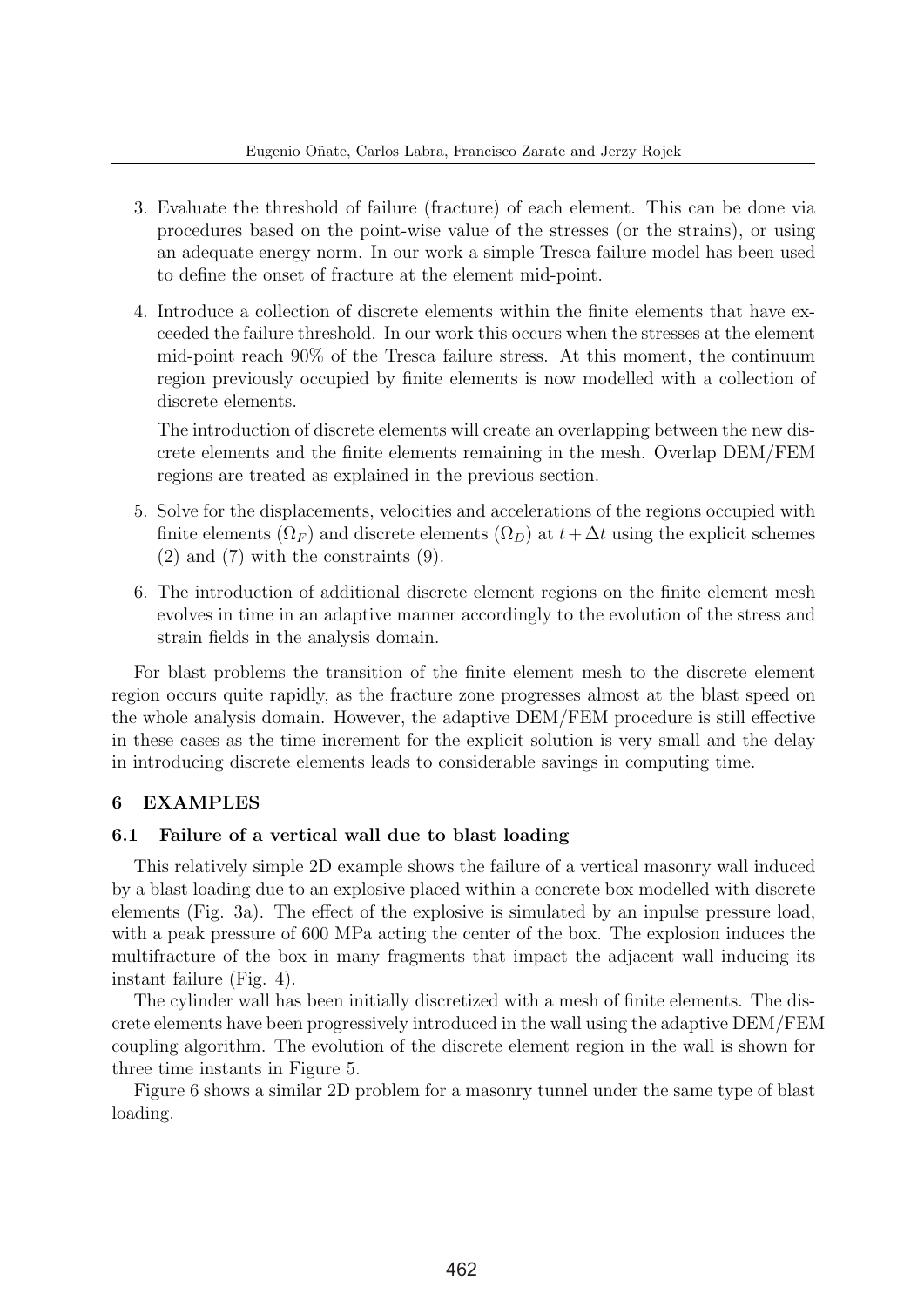3. Evaluate the threshold of failure (fracture) of each element. This can be done via procedures based on the point-wise value of the stresses (or the strains), or using an adequate energy norm. In our work a simple Tresca failure model has been used to define the onset of fracture at the element mid-point.

4. Introduce a collection of discrete elements within the finite elements that have exceeded the failure threshold. In our work this occurs when the stresses at the element mid-point reach 90% of the Tresca failure stress. At this moment, the continuum region previously occupied by finite elements is now modelled with a collection of discrete elements.

   The introduction of discrete elements will create an overlapping between the new discrete elements and the finite elements remaining in the mesh. Overlap DEM/FEM regions are treated as explained in the previous section.

5. Solve for the displacements, velocities and accelerations of the regions occupied with finite elements ($\Omega_F$) and discrete elements ($\Omega_D$) at $t + \Delta t$ using the explicit schemes (2) and (7) with the constraints (9).

6. The introduction of additional discrete element regions on the finite element mesh evolves in time in an adaptive manner accordingly to the evolution of the stress and strain fields in the analysis domain.

For blast problems the transition of the finite element mesh to the discrete element region occurs quite rapidly, as the fracture zone progresses almost at the blast speed on the whole analysis domain. However, the adaptive DEM/FEM procedure is still effective in these cases as the time increment for the explicit solution is very small and the delay in introducing discrete elements leads to considerable savings in computing time.

## 6 EXAMPLES

### 6.1 Failure of a vertical wall due to blast loading

This relatively simple 2D example shows the failure of a vertical masonry wall induced by a blast loading due to an explosive placed within a concrete box modelled with discrete elements (Fig. 3a). The effect of the explosive is simulated by an inpulse pressure load, with a peak pressure of 600 MPa acting the center of the box. The explosion induces the multifracture of the box in many fragments that impact the adjacent wall inducing its instant failure (Fig. 4).

The cylinder wall has been initially discretized with a mesh of finite elements. The discrete elements have been progressively introduced in the wall using the adaptive DEM/FEM coupling algorithm. The evolution of the discrete element region in the wall is shown for three time instants in Figure 5.

Figure 6 shows a similar 2D problem for a masonry tunnel under the same type of blast loading.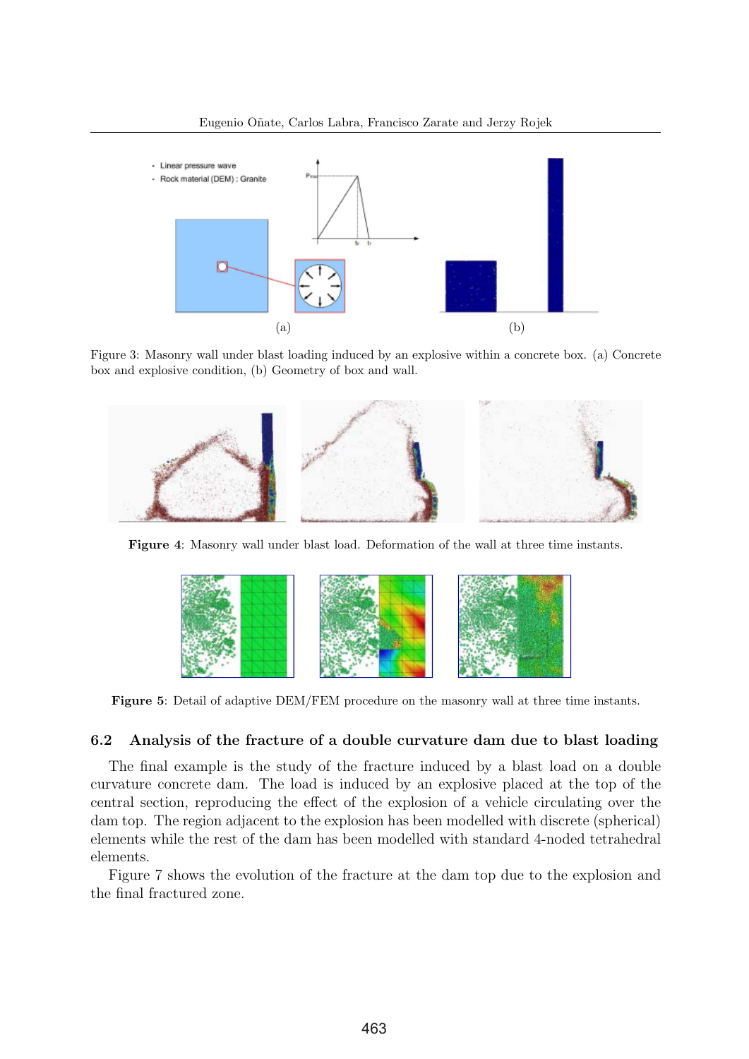- Linear pressure wave
- Rock material (DEM) : Granite

$P_{max}$

$t_0$ $t_1$

(a) (b)

Figure 3: Masonry wall under blast loading induced by an explosive within a concrete box. (a) Concrete box and explosive condition, (b) Geometry of box and wall.

**Figure 4**: Masonry wall under blast load. Deformation of the wall at three time instants.

**Figure 5**: Detail of adaptive DEM/FEM procedure on the masonry wall at three time instants.

### 6.2 Analysis of the fracture of a double curvature dam due to blast loading

The final example is the study of the fracture induced by a blast load on a double curvature concrete dam. The load is induced by an explosive placed at the top of the central section, reproducing the effect of the explosion of a vehicle circulating over the dam top. The region adjacent to the explosion has been modelled with discrete (spherical) elements while the rest of the dam has been modelled with standard 4-noded tetrahedral elements.

Figure 7 shows the evolution of the fracture at the dam top due to the explosion and the final fractured zone.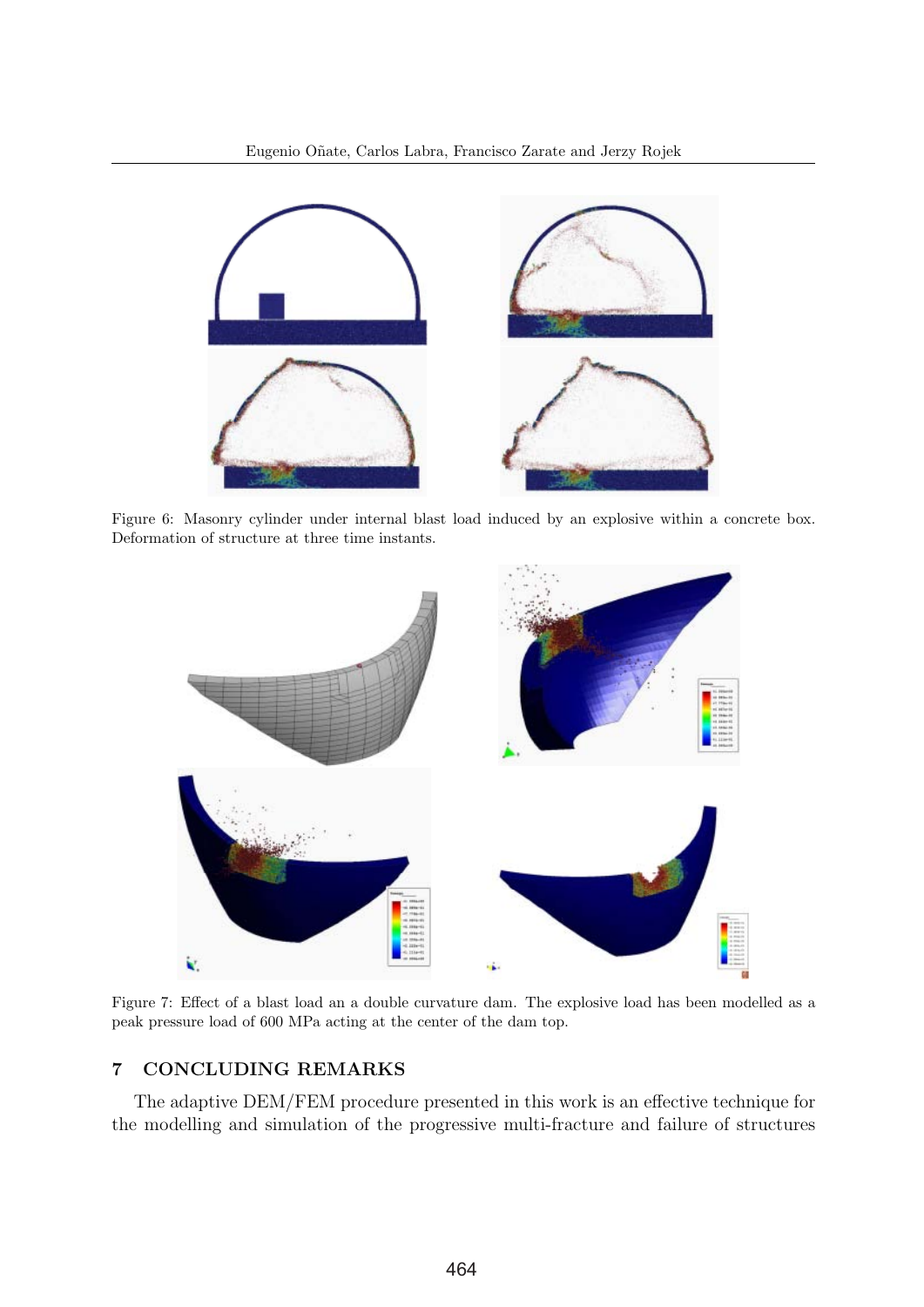Figure 6: Masonry cylinder under internal blast load induced by an explosive within a concrete box. Deformation of structure at three time instants.

Figure 7: Effect of a blast load an a double curvature dam. The explosive load has been modelled as a peak pressure load of 600 MPa acting at the center of the dam top.

## 7 CONCLUDING REMARKS

The adaptive DEM/FEM procedure presented in this work is an effective technique for the modelling and simulation of the progressive multi-fracture and failure of structures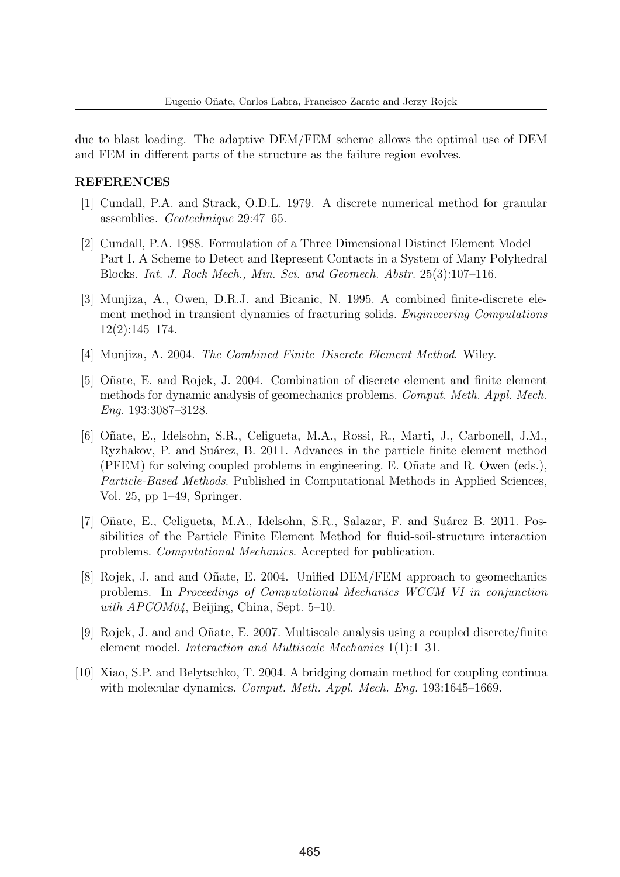due to blast loading. The adaptive DEM/FEM scheme allows the optimal use of DEM and FEM in different parts of the structure as the failure region evolves.

## REFERENCES

[1] Cundall, P.A. and Strack, O.D.L. 1979. A discrete numerical method for granular assemblies. *Geotechnique* 29:47–65.

[2] Cundall, P.A. 1988. Formulation of a Three Dimensional Distinct Element Model — Part I. A Scheme to Detect and Represent Contacts in a System of Many Polyhedral Blocks. *Int. J. Rock Mech., Min. Sci. and Geomech. Abstr.* 25(3):107–116.

[3] Munjiza, A., Owen, D.R.J. and Bicanic, N. 1995. A combined finite-discrete element method in transient dynamics of fracturing solids. *Engineeering Computations* 12(2):145–174.

[4] Munjiza, A. 2004. *The Combined Finite–Discrete Element Method*. Wiley.

[5] Oñate, E. and Rojek, J. 2004. Combination of discrete element and finite element methods for dynamic analysis of geomechanics problems. *Comput. Meth. Appl. Mech. Eng.* 193:3087–3128.

[6] Oñate, E., Idelsohn, S.R., Celigueta, M.A., Rossi, R., Marti, J., Carbonell, J.M., Ryzhakov, P. and Suárez, B. 2011. Advances in the particle finite element method (PFEM) for solving coupled problems in engineering. E. Oñate and R. Owen (eds.), *Particle-Based Methods*. Published in Computational Methods in Applied Sciences, Vol. 25, pp 1–49, Springer.

[7] Oñate, E., Celigueta, M.A., Idelsohn, S.R., Salazar, F. and Suárez B. 2011. Possibilities of the Particle Finite Element Method for fluid-soil-structure interaction problems. *Computational Mechanics*. Accepted for publication.

[8] Rojek, J. and and Oñate, E. 2004. Unified DEM/FEM approach to geomechanics problems. In *Proceedings of Computational Mechanics WCCM VI in conjunction with APCOM04*, Beijing, China, Sept. 5–10.

[9] Rojek, J. and and Oñate, E. 2007. Multiscale analysis using a coupled discrete/finite element model. *Interaction and Multiscale Mechanics* 1(1):1–31.

[10] Xiao, S.P. and Belytschko, T. 2004. A bridging domain method for coupling continua with molecular dynamics. *Comput. Meth. Appl. Mech. Eng.* 193:1645–1669.